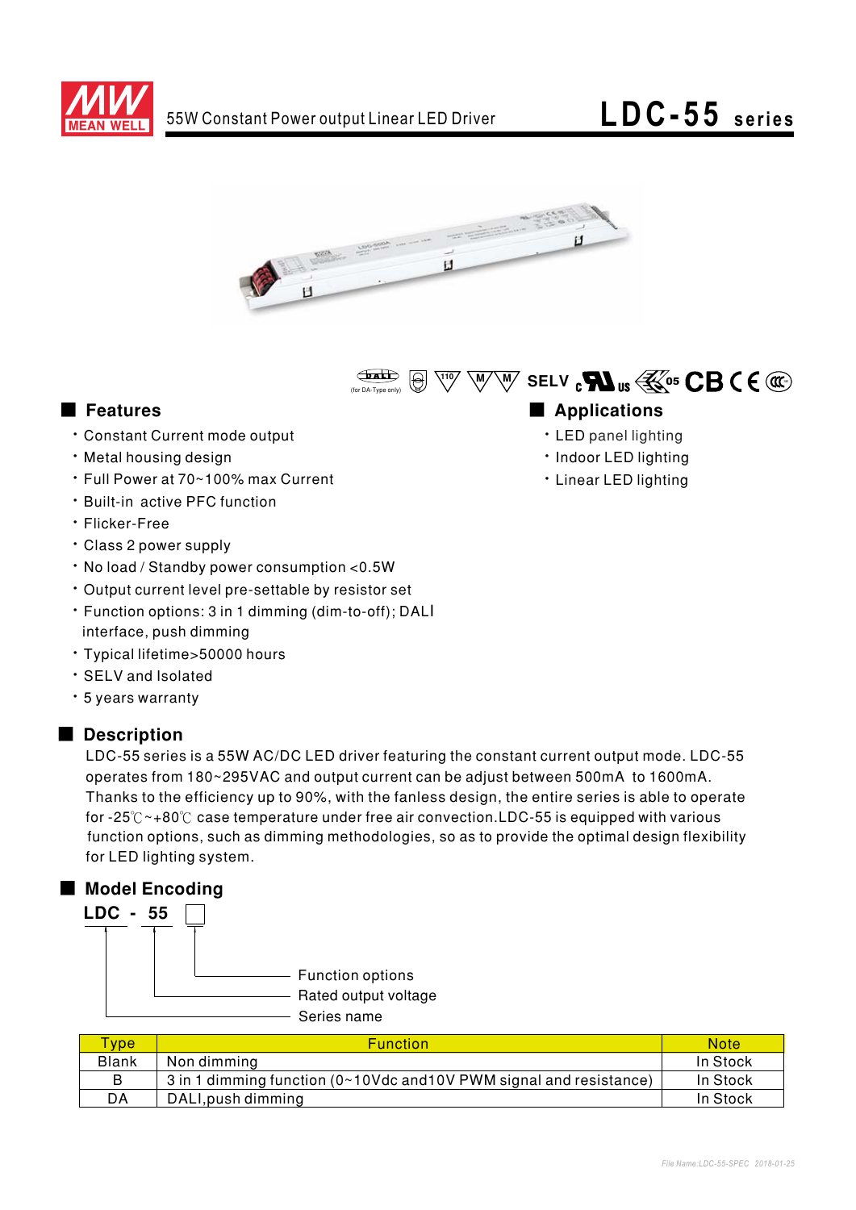# 55W Constant Power output Linear LED Driver

# LDC-55 series

(for DA-Type only)

SELV

## Features

- Constant Current mode output
- Metal housing design
- Full Power at 70~100% max Current
- Built-in active PFC function
- Flicker-Free
- Class 2 power supply
- No load / Standby power consumption <0.5W
- Output current level pre-settable by resistor set
- Function options: 3 in 1 dimming (dim-to-off); DALI interface, push dimming
- Typical lifetime>50000 hours
- SELV and Isolated
- 5 years warranty

## Applications

- LED panel lighting
- Indoor LED lighting
- Linear LED lighting

## Description

LDC-55 series is a 55W AC/DC LED driver featuring the constant current output mode. LDC-55 operates from 180~295VAC and output current can be adjust between 500mA to 1600mA. Thanks to the efficiency up to 90%, with the fanless design, the entire series is able to operate for -25℃~+80℃ case temperature under free air convection.LDC-55 is equipped with various function options, such as dimming methodologies, so as to provide the optimal design flexibility for LED lighting system.

## Model Encoding

**LDC - 55 □**

- □ : Function options
- 55 : Rated output voltage
- LDC : Series name

| Type | Function | Note |
|---|---|---|
| Blank | Non dimming | In Stock |
| B | 3 in 1 dimming function (0~10Vdc and10V PWM signal and resistance) | In Stock |
| DA | DALI,push dimming | In Stock |

File Name:LDC-55-SPEC 2018-01-25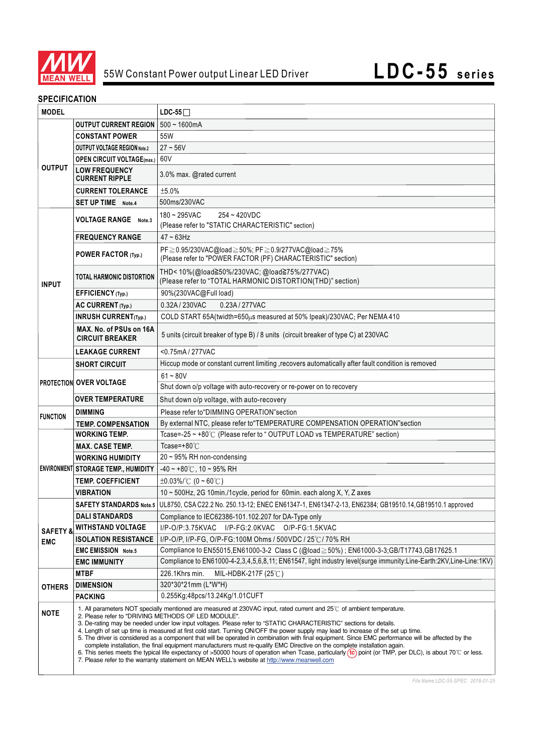# 55W Constant Power output Linear LED Driver — LDC-55 series

## SPECIFICATION

| MODEL | | LDC-55□ |
|---|---|---|
| OUTPUT | OUTPUT CURRENT REGION | 500 ~ 1600mA |
| | CONSTANT POWER | 55W |
| | OUTPUT VOLTAGE REGION Note.2 | 27 ~ 56V |
| | OPEN CIRCUIT VOLTAGE(max.) | 60V |
| | LOW FREQUENCY CURRENT RIPPLE | 3.0% max. @rated current |
| | CURRENT TOLERANCE | ±5.0% |
| | SET UP TIME Note.4 | 500ms/230VAC |
| INPUT | VOLTAGE RANGE Note.3 | 180 ~ 295VAC 254 ~ 420VDC<br>(Please refer to "STATIC CHARACTERISTIC" section) |
| | FREQUENCY RANGE | 47 ~ 63Hz |
| | POWER FACTOR (Typ.) | PF≧0.95/230VAC@load≧50%; PF≧0.9/277VAC@load≧75%<br>(Please refer to "POWER FACTOR (PF) CHARACTERISTIC" section) |
| | TOTAL HARMONIC DISTORTION | THD< 10%(@load≧50%/230VAC; @load≧75%/277VAC)<br>(Please refer to "TOTAL HARMONIC DISTORTION(THD)" section) |
| | EFFICIENCY (Typ.) | 90%(230VAC@Full load) |
| | AC CURRENT (Typ.) | 0.32A / 230VAC 0.23A / 277VAC |
| | INRUSH CURRENT(Typ.) | COLD START 65A(twidth=650μs measured at 50% Ipeak)/230VAC; Per NEMA 410 |
| | MAX. No. of PSUs on 16A CIRCUIT BREAKER | 5 units (circuit breaker of type B) / 8 units (circuit breaker of type C) at 230VAC |
| | LEAKAGE CURRENT | <0.75mA / 277VAC |
| PROTECTION | SHORT CIRCUIT | Hiccup mode or constant current limiting ,recovers automatically after fault condition is removed |
| | OVER VOLTAGE | 61 ~ 80V<br>Shut down o/p voltage with auto-recovery or re-power on to recovery |
| | OVER TEMPERATURE | Shut down o/p voltage, with auto-recovery |
| FUNCTION | DIMMING | Please refer to"DIMMING OPERATION"section |
| | TEMP. COMPENSATION | By external NTC, please refer to"TEMPERATURE COMPENSATION OPERATION"section |
| ENVIRONMENT | WORKING TEMP. | Tcase=-25 ~ +80℃ (Please refer to " OUTPUT LOAD vs TEMPERATURE" section) |
| | MAX. CASE TEMP. | Tcase=+80℃ |
| | WORKING HUMIDITY | 20 ~ 95% RH non-condensing |
| | STORAGE TEMP., HUMIDITY | -40 ~ +80℃, 10 ~ 95% RH |
| | TEMP. COEFFICIENT | ±0.03%/℃ (0 ~ 60℃) |
| | VIBRATION | 10 ~ 500Hz, 2G 10min./1cycle, period for 60min. each along X, Y, Z axes |
| SAFETY & EMC | SAFETY STANDARDS Note.5 | UL8750, CSA C22.2 No. 250.13-12; ENEC EN61347-1, EN61347-2-13, EN62384; GB19510.14,GB19510.1 approved |
| | DALI STANDARDS | Compliance to IEC62386-101.102.207 for DA-Type only |
| | WITHSTAND VOLTAGE | I/P-O/P:3.75KVAC I/P-FG:2.0KVAC O/P-FG:1.5KVAC |
| | ISOLATION RESISTANCE | I/P-O/P, I/P-FG, O/P-FG:100M Ohms / 500VDC / 25℃/ 70% RH |
| | EMC EMISSION Note.5 | Compliance to EN55015,EN61000-3-2 Class C (@load≧50%) ; EN61000-3-3;GB/T17743,GB17625.1 |
| | EMC IMMUNITY | Compliance to EN61000-4-2,3,4,5,6,8,11; EN61547, light industry level(surge immunity:Line-Earth:2KV,Line-Line:1KV) |
| OTHERS | MTBF | 226.1Khrs min. MIL-HDBK-217F (25℃) |
| | DIMENSION | 320*30*21mm (L*W*H) |
| | PACKING | 0.255Kg;48pcs/13.24Kg/1.01CUFT |

**NOTE**

1. All parameters NOT specially mentioned are measured at 230VAC input, rated current and 25℃ of ambient temperature.
2. Please refer to "DRIVING METHODS OF LED MODULE".
3. De-rating may be needed under low input voltages. Please refer to "STATIC CHARACTERISTIC" sections for details.
4. Length of set up time is measured at first cold start. Turning ON/OFF the power supply may lead to increase of the set up time.
5. The driver is considered as a component that will be operated in combination with final equipment. Since EMC performance will be affected by the complete installation, the final equipment manufacturers must re-qualify EMC Directive on the complete installation again.
6. This series meets the typical life expectancy of >50000 hours of operation when Tcase, particularly (tc) point (or TMP, per DLC), is about 70℃ or less.
7. Please refer to the warranty statement on MEAN WELL's website at http://www.meanwell.com

File Name:LDC-55-SPEC 2018-01-25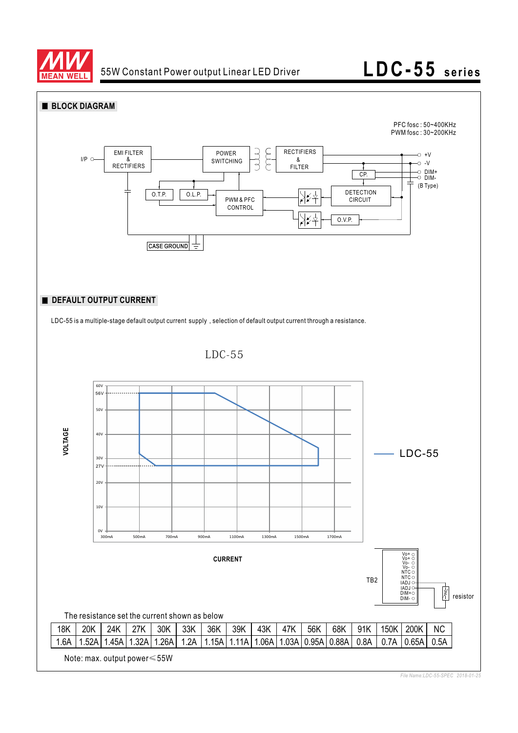55W Constant Power output Linear LED Driver

# LDC-55 series

## BLOCK DIAGRAM

PFC fosc : 50~400KHz
PWM fosc : 30~200KHz

I/P | EMI FILTER & RECTIFIERS | POWER SWITCHING | RECTIFIERS & FILTER | +V | -V | DIM+ | DIM- | (B Type)

O.T.P. | O.L.P. | PWM & PFC CONTROL | CP. | DETECTION CIRCUIT | O.V.P. | CASE GROUND

## DEFAULT OUTPUT CURRENT

LDC-55 is a multiple-stage default output current supply , selection of default output current through a resistance.

LDC-55

VOLTAGE: 0V, 10V, 20V, 27V, 30V, 40V, 50V, 56V, 60V

CURRENT: 300mA, 500mA, 700mA, 900mA, 1100mA, 1300mA, 1500mA, 1700mA

— LDC-55

TB2: Vo+, Vo+, Vo-, Vo-, NTC, NTC, IADJ, IADJ, DIM+, DIM- — resistor

The resistance set the current shown as below

| 18K | 20K | 24K | 27K | 30K | 33K | 36K | 39K | 43K | 47K | 56K | 68K | 91K | 150K | 200K | NC |
|---|---|---|---|---|---|---|---|---|---|---|---|---|---|---|---|
| 1.6A | 1.52A | 1.45A | 1.32A | 1.26A | 1.2A | 1.15A | 1.11A | 1.06A | 1.03A | 0.95A | 0.88A | 0.8A | 0.7A | 0.65A | 0.5A |

Note: max. output power≤55W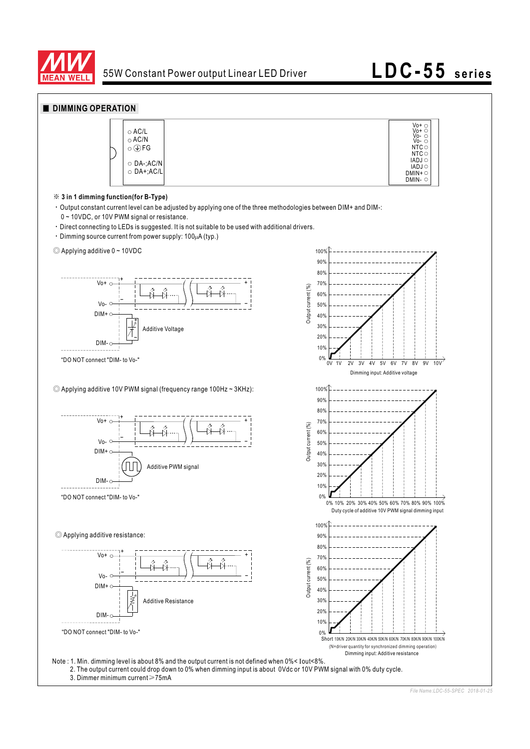## DIMMING OPERATION

AC/L
AC/N
FG
DA-;AC/N
DA+;AC/L

Vo+
Vo+
Vo-
Vo-
NTC
NTC
IADJ
IADJ
DMIN+
DMIN-

※ **3 in 1 dimming function(for B-Type)**

- Output constant current level can be adjusted by applying one of the three methodologies between DIM+ and DIM-: 0 ~ 10VDC, or 10V PWM signal or resistance.
- Direct connecting to LEDs is suggested. It is not suitable to be used with additional drivers.
- Dimming source current from power supply: 100μA (typ.)

◎ Applying additive 0 ~ 10VDC

Vo+, Vo-, DIM+, DIM-, Additive Voltage

"DO NOT connect "DIM- to Vo-"

Output current (%): 0% 10% 20% 30% 40% 50% 60% 70% 80% 90% 100%

0V 1V 2V 3V 4V 5V 6V 7V 8V 9V 10V

Dimming input: Additive voltage

◎ Applying additive 10V PWM signal (frequency range 100Hz ~ 3KHz):

Vo+, Vo-, DIM+, DIM-, Additive PWM signal

"DO NOT connect "DIM- to Vo-"

Output current (%): 0% 10% 20% 30% 40% 50% 60% 70% 80% 90% 100%

0% 10% 20% 30% 40% 50% 60% 70% 80% 90% 100%

Duty cycle of additive 10V PWM signal dimming input

◎ Applying additive resistance:

Vo+, Vo-, DIM+, DIM-, Additive Resistance

"DO NOT connect "DIM- to Vo-"

Output current (%): 0% 10% 20% 30% 40% 50% 60% 70% 80% 90% 100%

Short 10K/N 20K/N 30K/N 40K/N 50K/N 60K/N 70K/N 80K/N 90K/N 100K/N

(N=driver quantity for synchronized dimming operation)

Dimming input: Additive resistance

Note : 1. Min. dimming level is about 8% and the output current is not defined when 0%< Iout<8%.
2. The output current could drop down to 0% when dimming input is about 0Vdc or 10V PWM signal with 0% duty cycle.
3. Dimmer minimum current≥75mA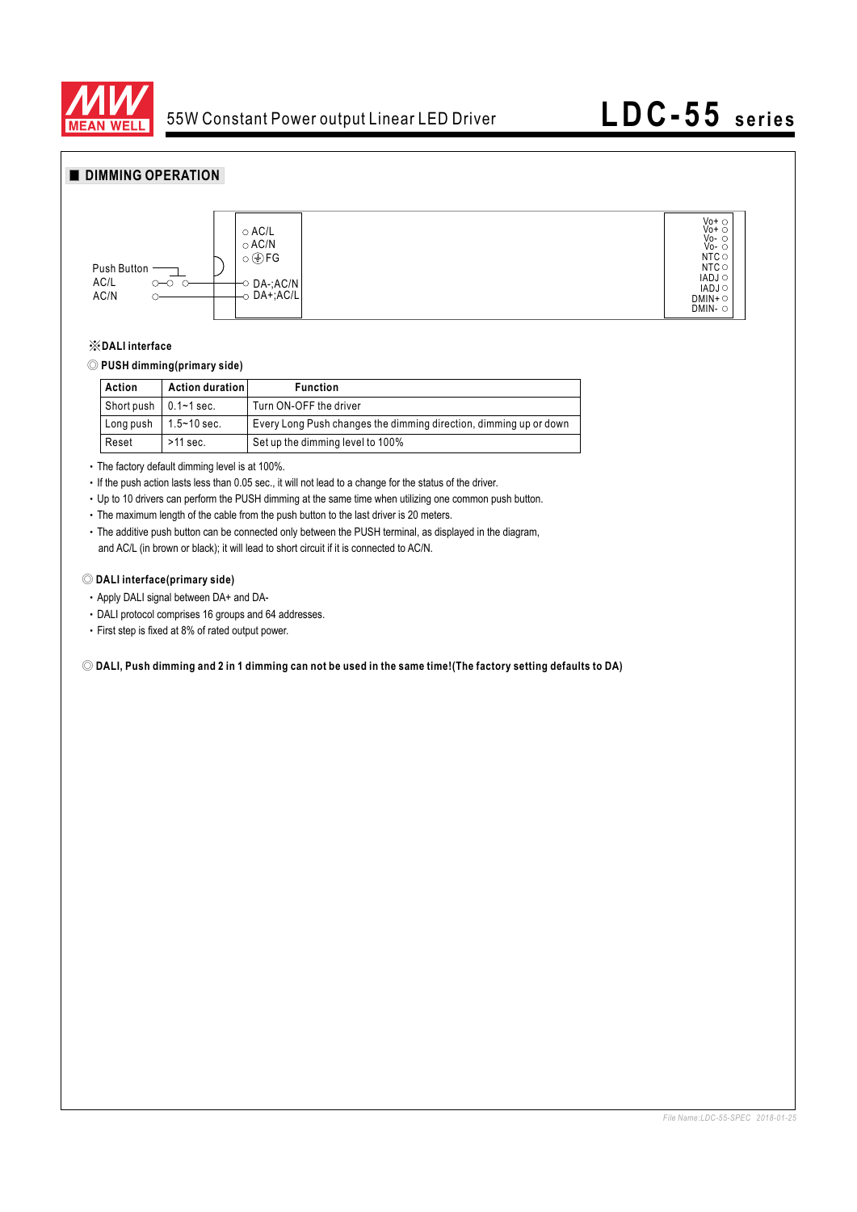## DIMMING OPERATION

Push Button
AC/L
AC/N

AC/L
AC/N
FG
DA-;AC/N
DA+;AC/L

Vo+
Vo+
Vo-
Vo-
NTC
NTC
IADJ
IADJ
DMIN+
DMIN-

**※DALI interface**

◎ **PUSH dimming(primary side)**

| Action | Action duration | Function |
|---|---|---|
| Short push | 0.1~1 sec. | Turn ON-OFF the driver |
| Long push | 1.5~10 sec. | Every Long Push changes the dimming direction, dimming up or down |
| Reset | >11 sec. | Set up the dimming level to 100% |

- The factory default dimming level is at 100%.
- If the push action lasts less than 0.05 sec., it will not lead to a change for the status of the driver.
- Up to 10 drivers can perform the PUSH dimming at the same time when utilizing one common push button.
- The maximum length of the cable from the push button to the last driver is 20 meters.
- The additive push button can be connected only between the PUSH terminal, as displayed in the diagram, and AC/L (in brown or black); it will lead to short circuit if it is connected to AC/N.

◎ **DALI interface(primary side)**

- Apply DALI signal between DA+ and DA-
- DALI protocol comprises 16 groups and 64 addresses.
- First step is fixed at 8% of rated output power.

◎ **DALI, Push dimming and 2 in 1 dimming can not be used in the same time!(The factory setting defaults to DA)**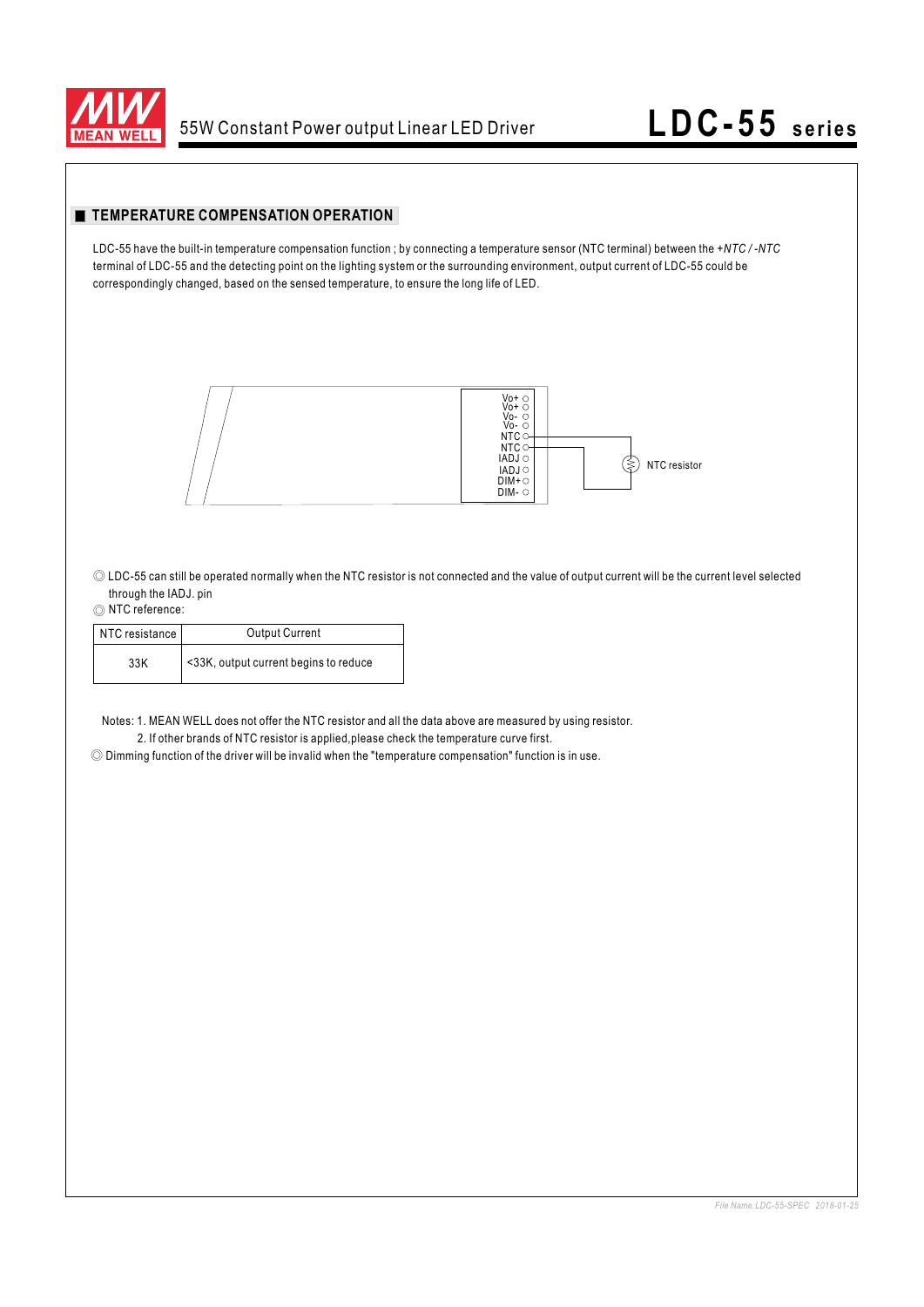## TEMPERATURE COMPENSATION OPERATION

LDC-55 have the built-in temperature compensation function ; by connecting a temperature sensor (NTC terminal) between the *+NTC / -NTC* terminal of LDC-55 and the detecting point on the lighting system or the surrounding environment, output current of LDC-55 could be correspondingly changed, based on the sensed temperature, to ensure the long life of LED.

Vo+
Vo+
Vo-
Vo-
NTC
NTC
IADJ
IADJ
DIM+
DIM-

NTC resistor

◎ LDC-55 can still be operated normally when the NTC resistor is not connected and the value of output current will be the current level selected through the IADJ. pin

◎ NTC reference:

| NTC resistance | Output Current |
|---|---|
| 33K | <33K, output current begins to reduce |

Notes: 1. MEAN WELL does not offer the NTC resistor and all the data above are measured by using resistor.
2. If other brands of NTC resistor is applied,please check the temperature curve first.

◎ Dimming function of the driver will be invalid when the "temperature compensation" function is in use.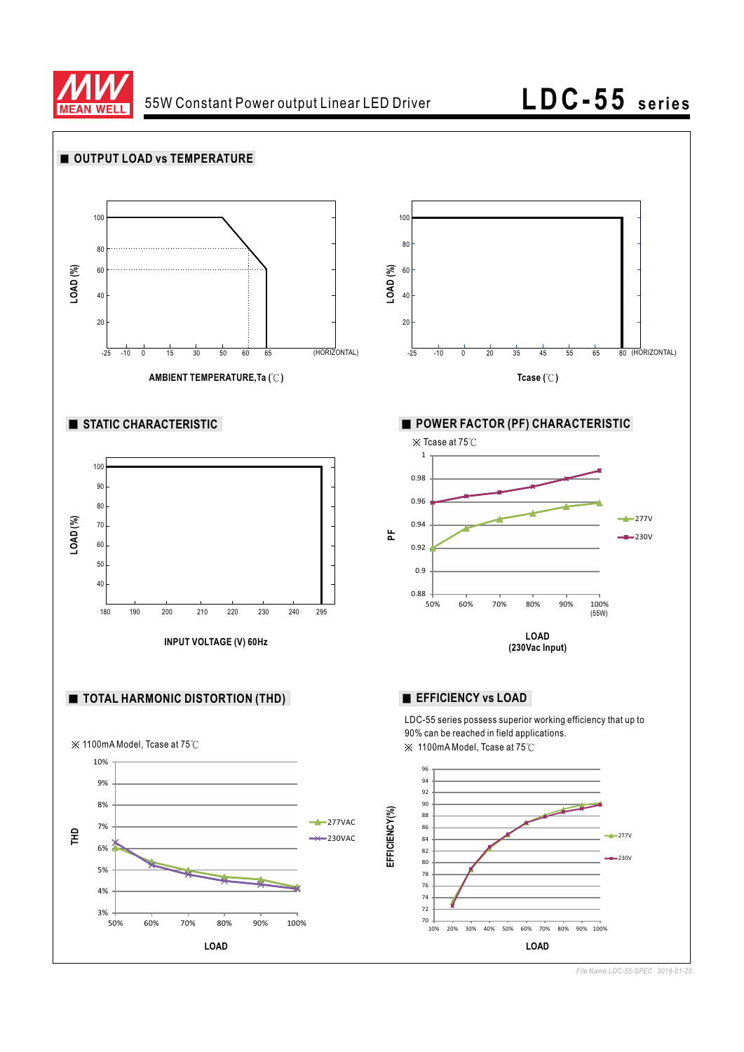## OUTPUT LOAD vs TEMPERATURE

LOAD (%)

100, 80, 60, 40, 20

-25 -10 0 15 30 50 60 65 (HORIZONTAL)

AMBIENT TEMPERATURE,Ta (℃)

LOAD (%)

100, 80, 60, 40, 20

-25 -10 0 20 35 45 55 65 80 (HORIZONTAL)

Tcase (℃)

## STATIC CHARACTERISTIC

LOAD (%)

100, 90, 80, 70, 60, 50, 40

180 190 200 210 220 230 240 295

INPUT VOLTAGE (V) 60Hz

## POWER FACTOR (PF) CHARACTERISTIC

※ Tcase at 75℃

PF

1, 0.98, 0.96, 0.94, 0.92, 0.9, 0.88

50% 60% 70% 80% 90% 100% (55W)

277V

230V

LOAD (230Vac Input)

## TOTAL HARMONIC DISTORTION (THD)

※ 1100mA Model, Tcase at 75℃

THD

10%, 9%, 8%, 7%, 6%, 5%, 4%, 3%

50% 60% 70% 80% 90% 100%

277VAC

230VAC

LOAD

## EFFICIENCY vs LOAD

LDC-55 series possess superior working efficiency that up to 90% can be reached in field applications.

※ 1100mA Model, Tcase at 75℃

EFFICIENCY(%)

96, 94, 92, 90, 88, 86, 84, 82, 80, 78, 76, 74, 72, 70

10% 20% 30% 40% 50% 60% 70% 80% 90% 100%

277V

230V

LOAD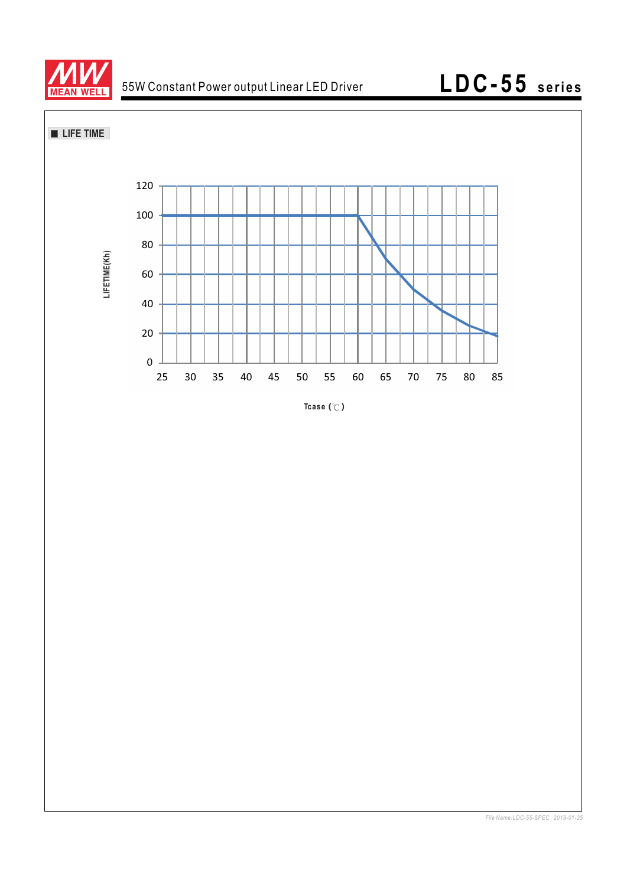■ LIFE TIME

LIFETIME(Kh)

120
100
80
60
40
20
0

25 30 35 40 45 50 55 60 65 70 75 80 85

Tcase (℃)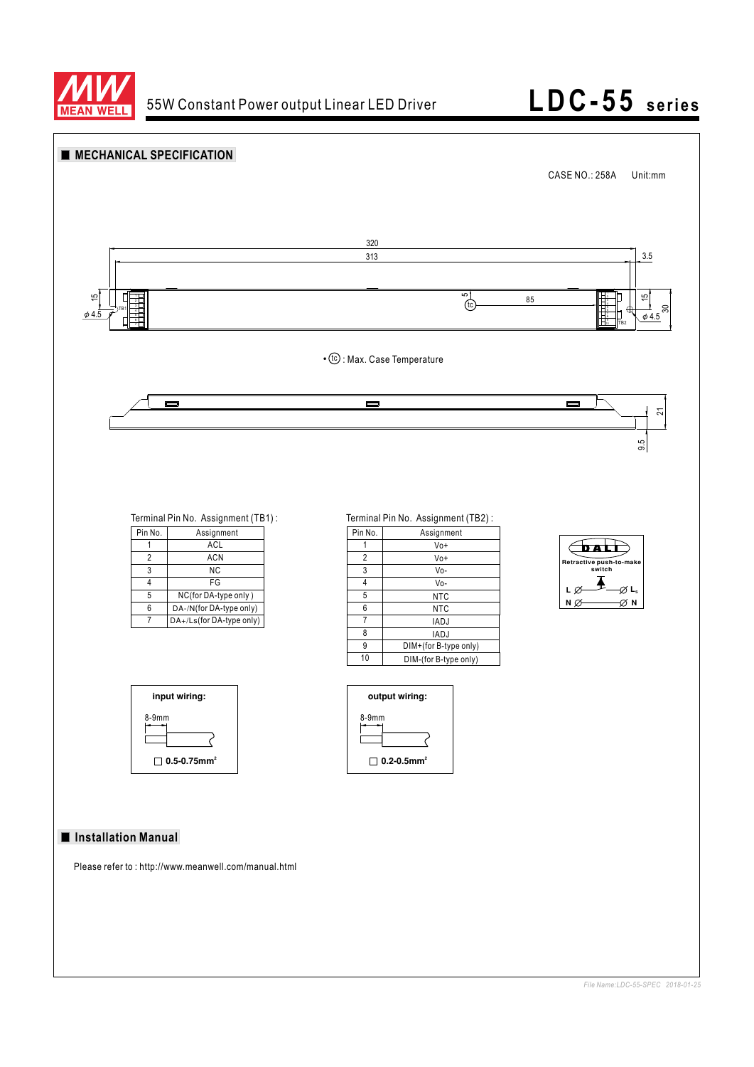## MECHANICAL SPECIFICATION

CASE NO.: 258A Unit:mm

320
313
3.5
15
φ 4.5
TB1
5
tc
85
15
30
φ 4.5
TB2

• (tc) : Max. Case Temperature

21
9.5

Terminal Pin No. Assignment (TB1) :

| Pin No. | Assignment |
|---|---|
| 1 | ACL |
| 2 | ACN |
| 3 | NC |
| 4 | FG |
| 5 | NC(for DA-type only ) |
| 6 | DA-/N(for DA-type only) |
| 7 | DA+/Ls(for DA-type only) |

Terminal Pin No. Assignment (TB2) :

| Pin No. | Assignment |
|---|---|
| 1 | Vo+ |
| 2 | Vo+ |
| 3 | Vo- |
| 4 | Vo- |
| 5 | NTC |
| 6 | NTC |
| 7 | IADJ |
| 8 | IADJ |
| 9 | DIM+(for B-type only) |
| 10 | DIM-(for B-type only) |

DALI
Retractive push-to-make switch
L
$L_s$
N
N

input wiring:
8-9mm
☐ 0.5-0.75mm²

output wiring:
8-9mm
☐ 0.2-0.5mm²

## Installation Manual

Please refer to : http://www.meanwell.com/manual.html